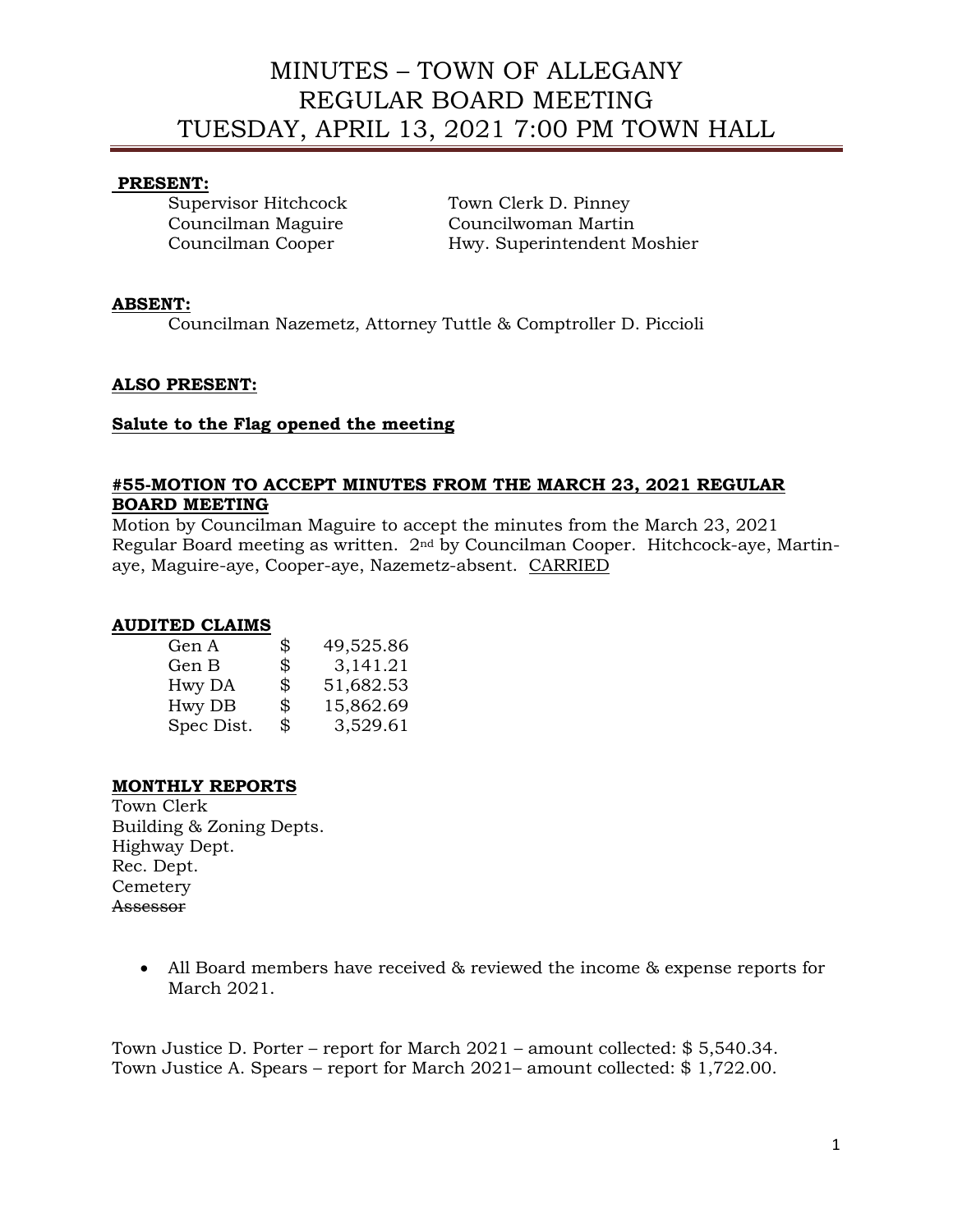# MINUTES – TOWN OF ALLEGANY
# REGULAR BOARD MEETING
# TUESDAY, APRIL 13, 2021 7:00 PM TOWN HALL

**PRESENT:**

| | |
|---|---|
| Supervisor Hitchcock | Town Clerk D. Pinney |
| Councilman Maguire | Councilwoman Martin |
| Councilman Cooper | Hwy. Superintendent Moshier |

**ABSENT:**

Councilman Nazemetz, Attorney Tuttle & Comptroller D. Piccioli

**ALSO PRESENT:**

**Salute to the Flag opened the meeting**

**#55-MOTION TO ACCEPT MINUTES FROM THE MARCH 23, 2021 REGULAR BOARD MEETING**

Motion by Councilman Maguire to accept the minutes from the March 23, 2021 Regular Board meeting as written. 2nd by Councilman Cooper. Hitchcock-aye, Martin-aye, Maguire-aye, Cooper-aye, Nazemetz-absent. CARRIED

**AUDITED CLAIMS**

| | | |
|---|---|---|
| Gen A | $ | 49,525.86 |
| Gen B | $ | 3,141.21 |
| Hwy DA | $ | 51,682.53 |
| Hwy DB | $ | 15,862.69 |
| Spec Dist. | $ | 3,529.61 |

**MONTHLY REPORTS**

Town Clerk
Building & Zoning Depts.
Highway Dept.
Rec. Dept.
Cemetery
~~Assessor~~

- All Board members have received & reviewed the income & expense reports for March 2021.

Town Justice D. Porter – report for March 2021 – amount collected: $ 5,540.34.
Town Justice A. Spears – report for March 2021– amount collected: $ 1,722.00.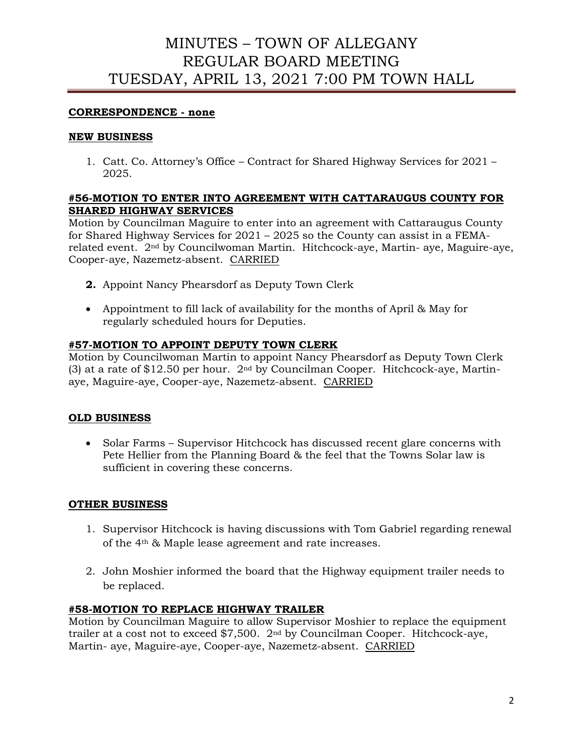# MINUTES – TOWN OF ALLEGANY
# REGULAR BOARD MEETING
# TUESDAY, APRIL 13, 2021 7:00 PM TOWN HALL

**CORRESPONDENCE - none**

**NEW BUSINESS**

1. Catt. Co. Attorney's Office – Contract for Shared Highway Services for 2021 – 2025.

**#56-MOTION TO ENTER INTO AGREEMENT WITH CATTARAUGUS COUNTY FOR SHARED HIGHWAY SERVICES**

Motion by Councilman Maguire to enter into an agreement with Cattaraugus County for Shared Highway Services for 2021 – 2025 so the County can assist in a FEMA-related event. 2nd by Councilwoman Martin. Hitchcock-aye, Martin- aye, Maguire-aye, Cooper-aye, Nazemetz-absent. CARRIED

2. Appoint Nancy Phearsdorf as Deputy Town Clerk

- Appointment to fill lack of availability for the months of April & May for regularly scheduled hours for Deputies.

**#57-MOTION TO APPOINT DEPUTY TOWN CLERK**

Motion by Councilwoman Martin to appoint Nancy Phearsdorf as Deputy Town Clerk (3) at a rate of $12.50 per hour. 2nd by Councilman Cooper. Hitchcock-aye, Martin-aye, Maguire-aye, Cooper-aye, Nazemetz-absent. CARRIED

**OLD BUSINESS**

- Solar Farms – Supervisor Hitchcock has discussed recent glare concerns with Pete Hellier from the Planning Board & the feel that the Towns Solar law is sufficient in covering these concerns.

**OTHER BUSINESS**

1. Supervisor Hitchcock is having discussions with Tom Gabriel regarding renewal of the 4th & Maple lease agreement and rate increases.

2. John Moshier informed the board that the Highway equipment trailer needs to be replaced.

**#58-MOTION TO REPLACE HIGHWAY TRAILER**

Motion by Councilman Maguire to allow Supervisor Moshier to replace the equipment trailer at a cost not to exceed $7,500. 2nd by Councilman Cooper. Hitchcock-aye, Martin- aye, Maguire-aye, Cooper-aye, Nazemetz-absent. CARRIED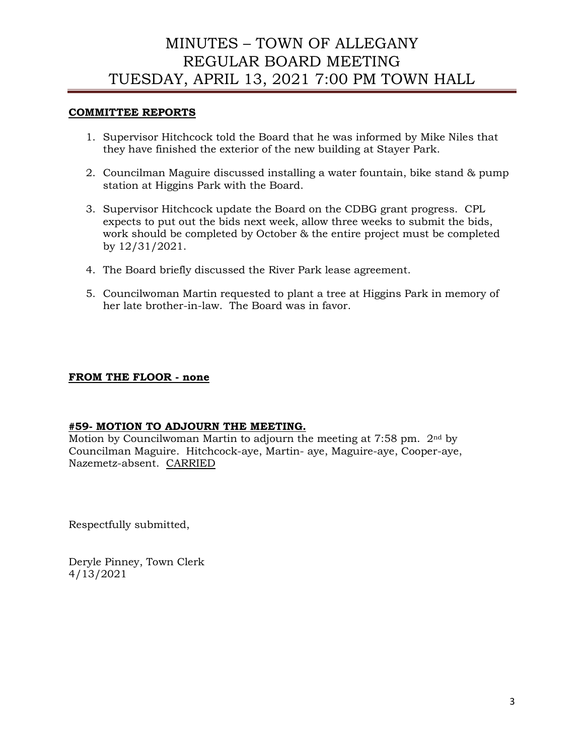**COMMITTEE REPORTS**

1. Supervisor Hitchcock told the Board that he was informed by Mike Niles that they have finished the exterior of the new building at Stayer Park.

2. Councilman Maguire discussed installing a water fountain, bike stand & pump station at Higgins Park with the Board.

3. Supervisor Hitchcock update the Board on the CDBG grant progress. CPL expects to put out the bids next week, allow three weeks to submit the bids, work should be completed by October & the entire project must be completed by 12/31/2021.

4. The Board briefly discussed the River Park lease agreement.

5. Councilwoman Martin requested to plant a tree at Higgins Park in memory of her late brother-in-law. The Board was in favor.

**FROM THE FLOOR - none**

**#59- MOTION TO ADJOURN THE MEETING.**

Motion by Councilwoman Martin to adjourn the meeting at 7:58 pm. 2nd by Councilman Maguire. Hitchcock-aye, Martin- aye, Maguire-aye, Cooper-aye, Nazemetz-absent. CARRIED

Respectfully submitted,

Deryle Pinney, Town Clerk
4/13/2021